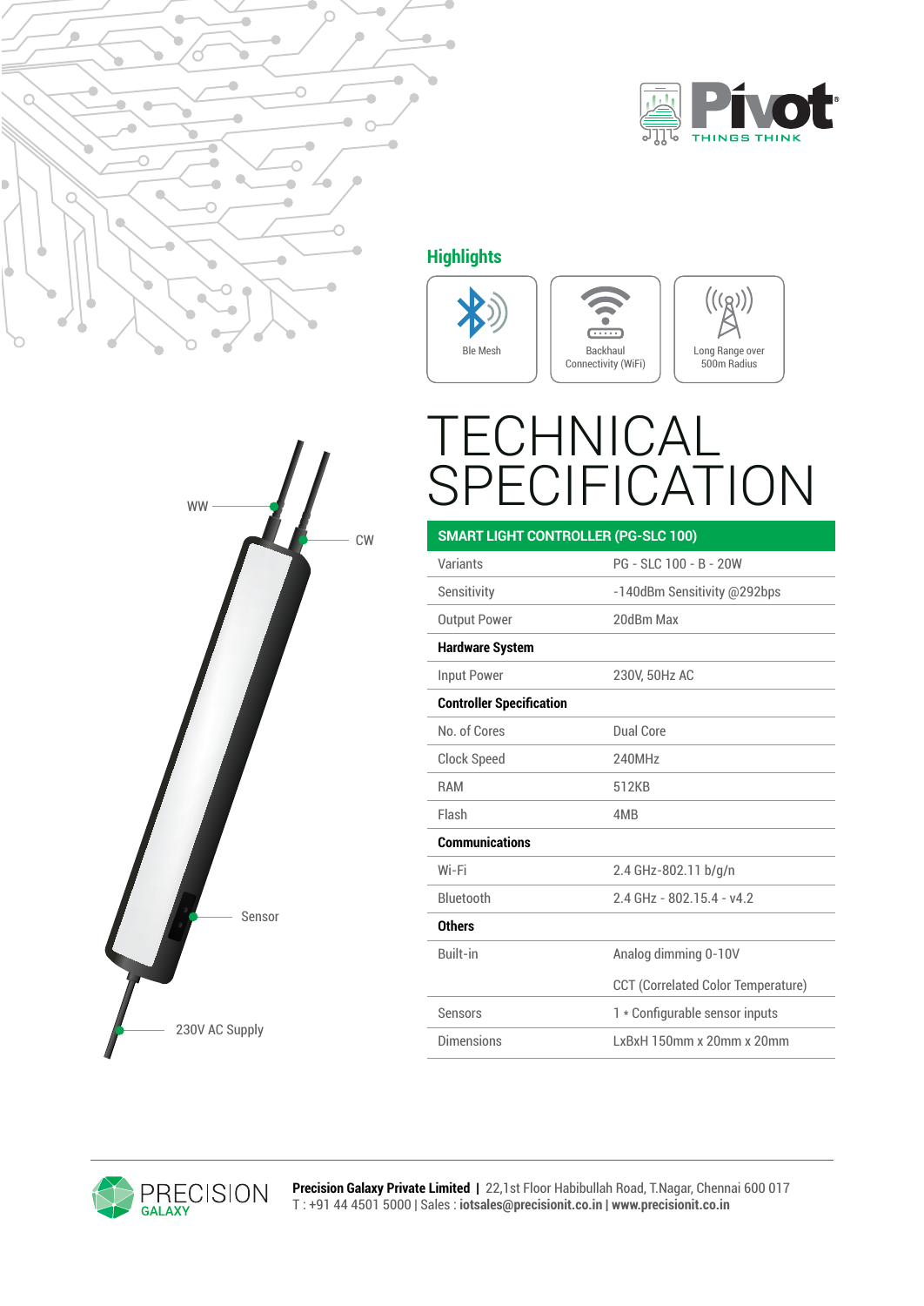## Highlights

- Ble Mesh
- Backhaul Connectivity (WiFi)
- Long Range over 500m Radius

# TECHNICAL SPECIFICATION

WW

CW

Sensor

230V AC Supply

| SMART LIGHT CONTROLLER (PG-SLC 100) | |
|---|---|
| Variants | PG - SLC 100 - B - 20W |
| Sensitivity | -140dBm Sensitivity @292bps |
| Output Power | 20dBm Max |
| **Hardware System** | |
| Input Power | 230V, 50Hz AC |
| **Controller Specification** | |
| No. of Cores | Dual Core |
| Clock Speed | 240MHz |
| RAM | 512KB |
| Flash | 4MB |
| **Communications** | |
| Wi-Fi | 2.4 GHz-802.11 b/g/n |
| Bluetooth | 2.4 GHz - 802.15.4 - v4.2 |
| **Others** | |
| Built-in | Analog dimming 0-10V |
| | CCT (Correlated Color Temperature) |
| Sensors | 1 * Configurable sensor inputs |
| Dimensions | LxBxH 150mm x 20mm x 20mm |

**Precision Galaxy Private Limited** | 22,1st Floor Habibullah Road, T.Nagar, Chennai 600 017
T : +91 44 4501 5000 | Sales : **iotsales@precisionit.co.in** | **www.precisionit.co.in**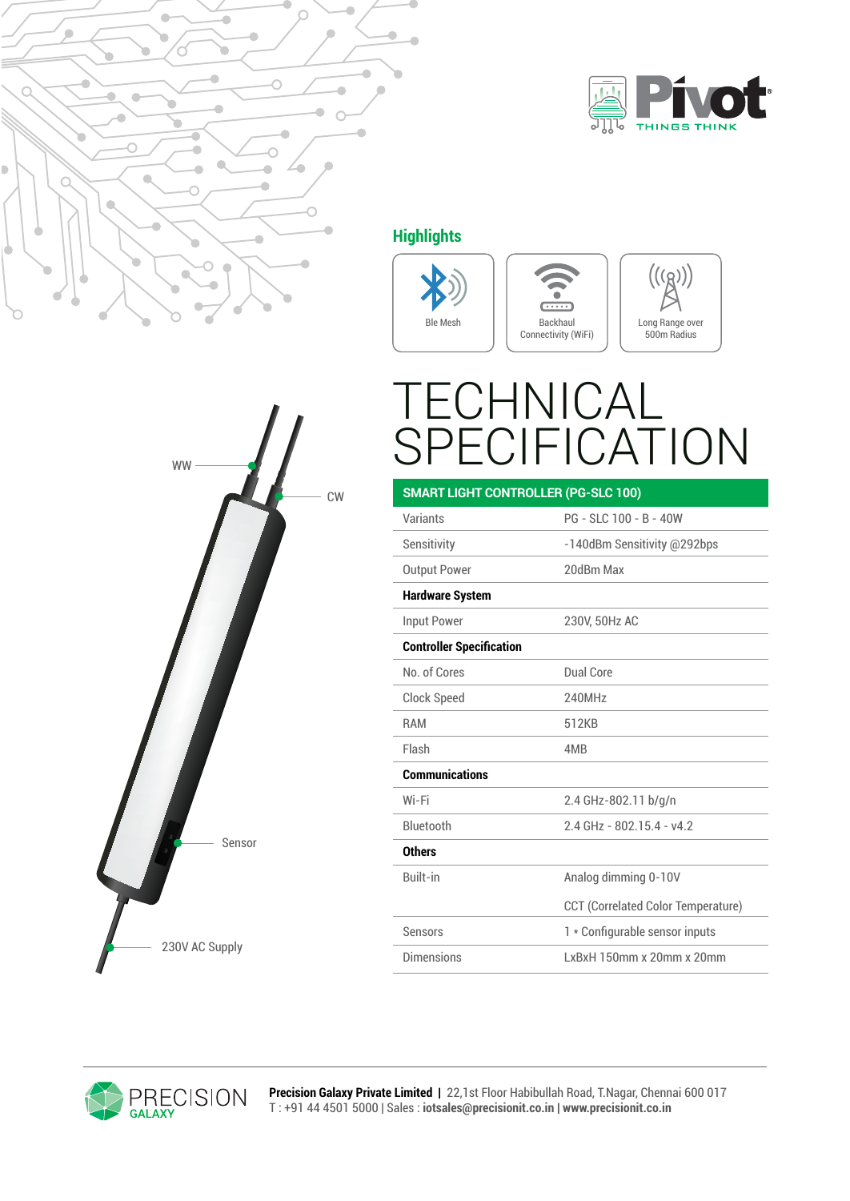## Highlights

Ble Mesh

Backhaul Connectivity (WiFi)

Long Range over 500m Radius

WW

CW

Sensor

230V AC Supply

# TECHNICAL SPECIFICATION

| SMART LIGHT CONTROLLER (PG-SLC 100) | |
|---|---|
| Variants | PG - SLC 100 - B - 40W |
| Sensitivity | -140dBm Sensitivity @292bps |
| Output Power | 20dBm Max |
| **Hardware System** | |
| Input Power | 230V, 50Hz AC |
| **Controller Specification** | |
| No. of Cores | Dual Core |
| Clock Speed | 240MHz |
| RAM | 512KB |
| Flash | 4MB |
| **Communications** | |
| Wi-Fi | 2.4 GHz-802.11 b/g/n |
| Bluetooth | 2.4 GHz - 802.15.4 - v4.2 |
| **Others** | |
| Built-in | Analog dimming 0-10V |
| | CCT (Correlated Color Temperature) |
| Sensors | 1 * Configurable sensor inputs |
| Dimensions | LxBxH 150mm x 20mm x 20mm |

**Precision Galaxy Private Limited** | 22,1st Floor Habibullah Road, T.Nagar, Chennai 600 017
T : +91 44 4501 5000 | Sales : **iotsales@precisionit.co.in** | **www.precisionit.co.in**